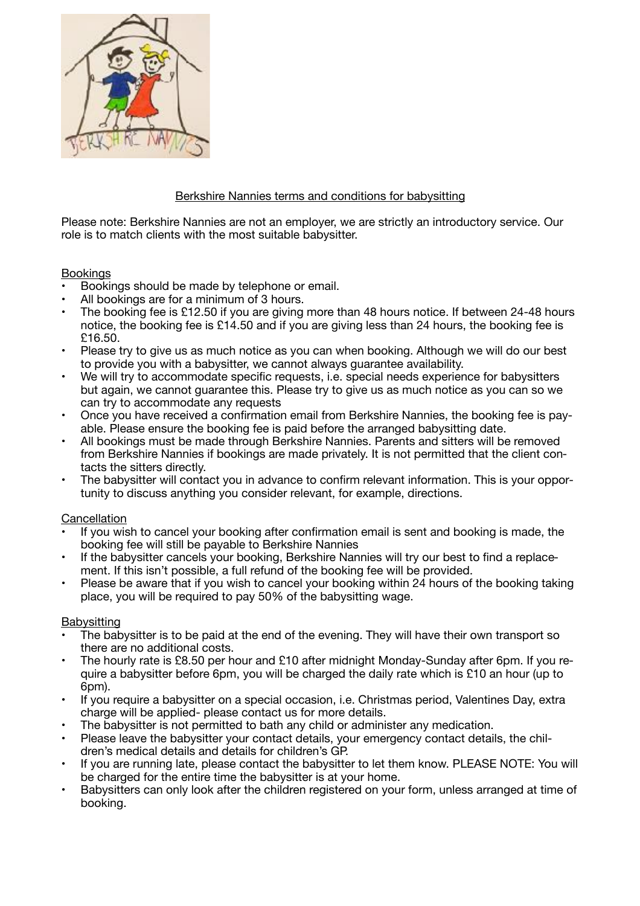## Berkshire Nannies terms and conditions for babysitting

Please note: Berkshire Nannies are not an employer, we are strictly an introductory service. Our role is to match clients with the most suitable babysitter.

### Bookings

- Bookings should be made by telephone or email.
- All bookings are for a minimum of 3 hours.
- The booking fee is £12.50 if you are giving more than 48 hours notice. If between 24-48 hours notice, the booking fee is £14.50 and if you are giving less than 24 hours, the booking fee is £16.50.
- Please try to give us as much notice as you can when booking. Although we will do our best to provide you with a babysitter, we cannot always guarantee availability.
- We will try to accommodate specific requests, i.e. special needs experience for babysitters but again, we cannot guarantee this. Please try to give us as much notice as you can so we can try to accommodate any requests
- Once you have received a confirmation email from Berkshire Nannies, the booking fee is payable. Please ensure the booking fee is paid before the arranged babysitting date.
- All bookings must be made through Berkshire Nannies. Parents and sitters will be removed from Berkshire Nannies if bookings are made privately. It is not permitted that the client contacts the sitters directly.
- The babysitter will contact you in advance to confirm relevant information. This is your opportunity to discuss anything you consider relevant, for example, directions.

### Cancellation

- If you wish to cancel your booking after confirmation email is sent and booking is made, the booking fee will still be payable to Berkshire Nannies
- If the babysitter cancels your booking, Berkshire Nannies will try our best to find a replacement. If this isn't possible, a full refund of the booking fee will be provided.
- Please be aware that if you wish to cancel your booking within 24 hours of the booking taking place, you will be required to pay 50% of the babysitting wage.

### Babysitting

- The babysitter is to be paid at the end of the evening. They will have their own transport so there are no additional costs.
- The hourly rate is £8.50 per hour and £10 after midnight Monday-Sunday after 6pm. If you require a babysitter before 6pm, you will be charged the daily rate which is £10 an hour (up to 6pm).
- If you require a babysitter on a special occasion, i.e. Christmas period, Valentines Day, extra charge will be applied- please contact us for more details.
- The babysitter is not permitted to bath any child or administer any medication.
- Please leave the babysitter your contact details, your emergency contact details, the children's medical details and details for children's GP.
- If you are running late, please contact the babysitter to let them know. PLEASE NOTE: You will be charged for the entire time the babysitter is at your home.
- Babysitters can only look after the children registered on your form, unless arranged at time of booking.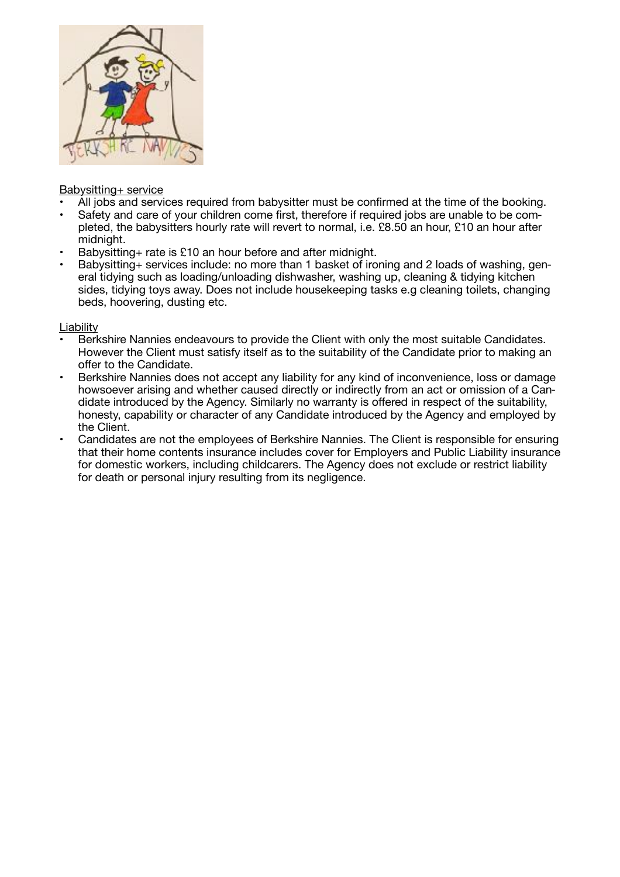Babysitting+ service

- All jobs and services required from babysitter must be confirmed at the time of the booking.
- Safety and care of your children come first, therefore if required jobs are unable to be completed, the babysitters hourly rate will revert to normal, i.e. £8.50 an hour, £10 an hour after midnight.
- Babysitting+ rate is £10 an hour before and after midnight.
- Babysitting+ services include: no more than 1 basket of ironing and 2 loads of washing, general tidying such as loading/unloading dishwasher, washing up, cleaning & tidying kitchen sides, tidying toys away. Does not include housekeeping tasks e.g cleaning toilets, changing beds, hoovering, dusting etc.

Liability

- Berkshire Nannies endeavours to provide the Client with only the most suitable Candidates. However the Client must satisfy itself as to the suitability of the Candidate prior to making an offer to the Candidate.
- Berkshire Nannies does not accept any liability for any kind of inconvenience, loss or damage howsoever arising and whether caused directly or indirectly from an act or omission of a Candidate introduced by the Agency. Similarly no warranty is offered in respect of the suitability, honesty, capability or character of any Candidate introduced by the Agency and employed by the Client.
- Candidates are not the employees of Berkshire Nannies. The Client is responsible for ensuring that their home contents insurance includes cover for Employers and Public Liability insurance for domestic workers, including childcarers. The Agency does not exclude or restrict liability for death or personal injury resulting from its negligence.